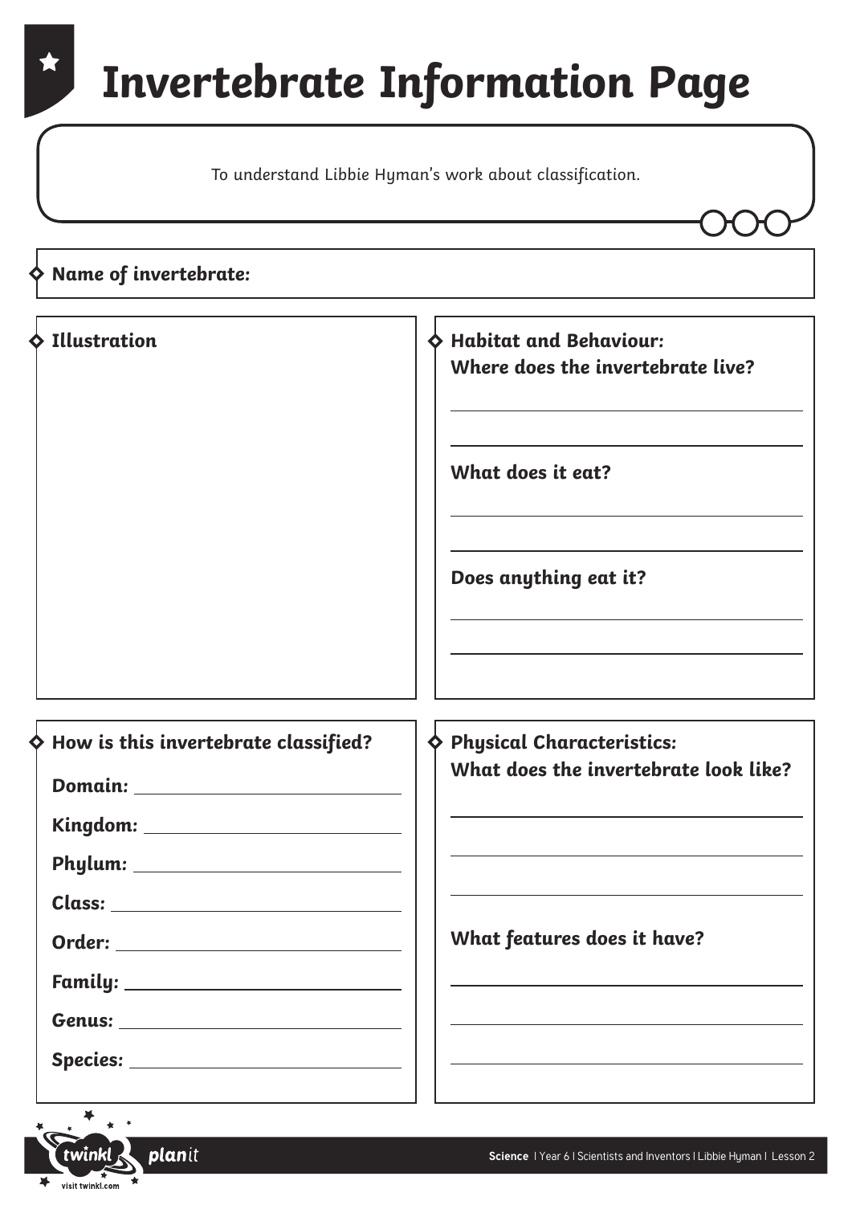# Invertebrate Information Page

To understand Libbie Hyman's work about classification.

**Name of invertebrate:**

**Illustration**

**Habitat and Behaviour:**
**Where does the invertebrate live?**

**What does it eat?**

**Does anything eat it?**

**How is this invertebrate classified?**

**Domain:**

**Kingdom:**

**Phylum:**

**Class:**

**Order:**

**Family:**

**Genus:**

**Species:**

**Physical Characteristics:**
**What does the invertebrate look like?**

**What features does it have?**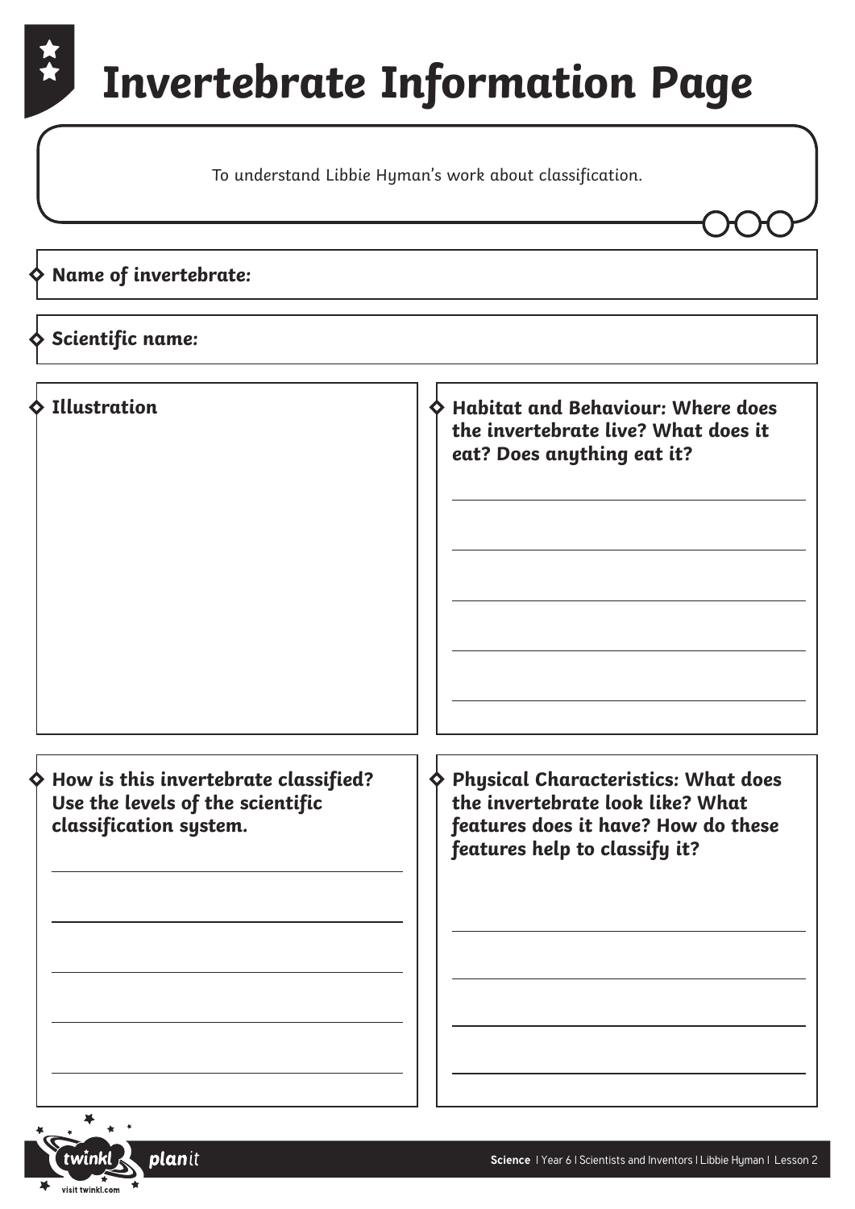# Invertebrate Information Page

To understand Libbie Hyman's work about classification.

**Name of invertebrate:**

**Scientific name:**

**Illustration**

**Habitat and Behaviour: Where does the invertebrate live? What does it eat? Does anything eat it?**

**How is this invertebrate classified? Use the levels of the scientific classification system.**

**Physical Characteristics: What does the invertebrate look like? What features does it have? How do these features help to classify it?**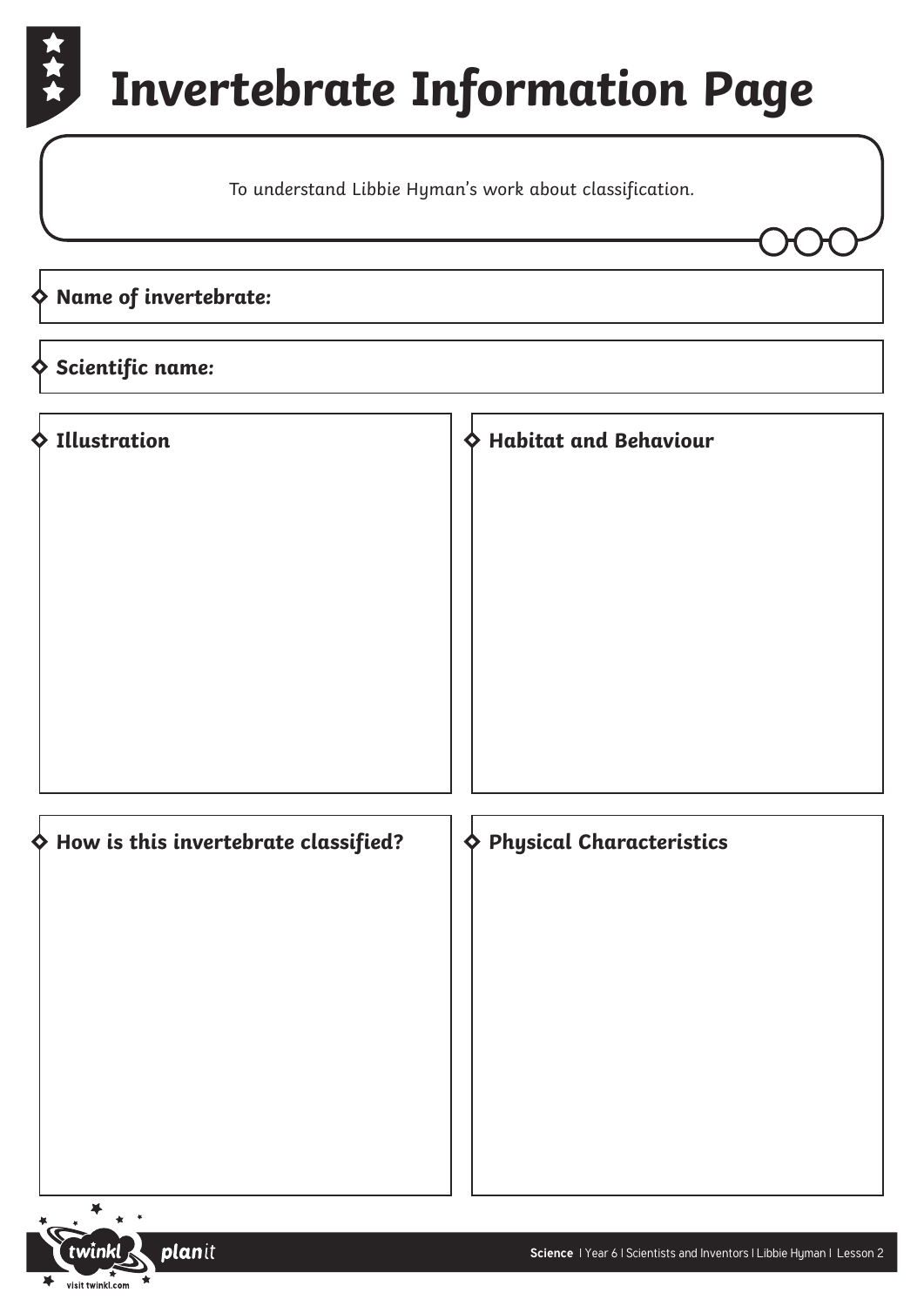# Invertebrate Information Page

To understand Libbie Hyman's work about classification.

**Name of invertebrate:**

**Scientific name:**

**Illustration**

**Habitat and Behaviour**

**How is this invertebrate classified?**

**Physical Characteristics**